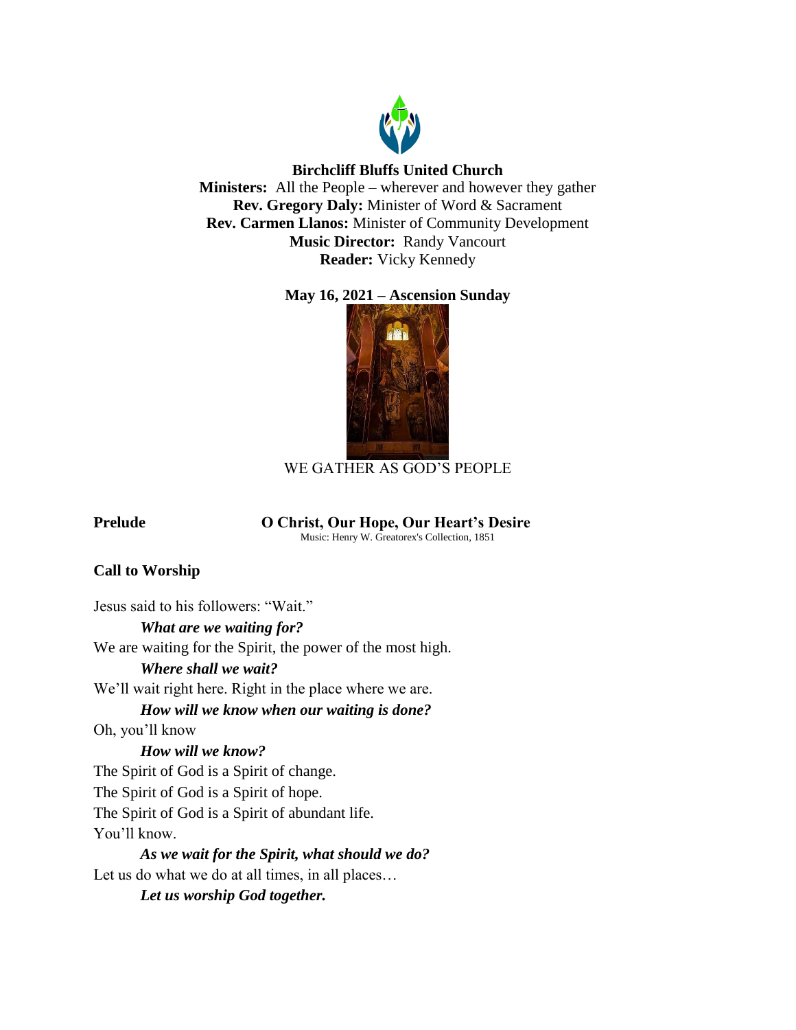**Birchcliff Bluffs United Church**
**Ministers:** All the People – wherever and however they gather
**Rev. Gregory Daly:** Minister of Word & Sacrament
**Rev. Carmen Llanos:** Minister of Community Development
**Music Director:** Randy Vancourt
**Reader:** Vicky Kennedy

**May 16, 2021 – Ascension Sunday**

WE GATHER AS GOD'S PEOPLE

**Prelude** **O Christ, Our Hope, Our Heart's Desire**
Music: Henry W. Greatorex's Collection, 1851

**Call to Worship**

Jesus said to his followers: "Wait."
***What are we waiting for?***
We are waiting for the Spirit, the power of the most high.
***Where shall we wait?***
We'll wait right here. Right in the place where we are.
***How will we know when our waiting is done?***
Oh, you'll know
***How will we know?***
The Spirit of God is a Spirit of change.
The Spirit of God is a Spirit of hope.
The Spirit of God is a Spirit of abundant life.
You'll know.
***As we wait for the Spirit, what should we do?***
Let us do what we do at all times, in all places…
***Let us worship God together.***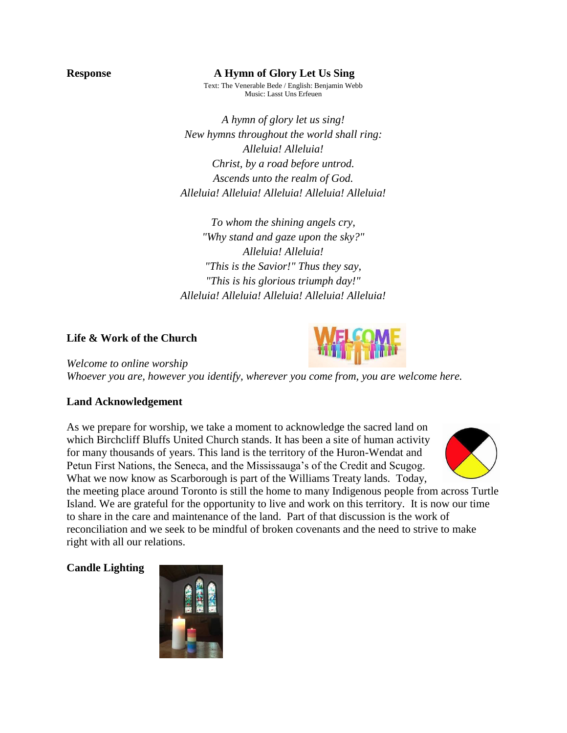**Response** **A Hymn of Glory Let Us Sing**

Text: The Venerable Bede / English: Benjamin Webb
Music: Lasst Uns Erfeuen

*A hymn of glory let us sing!*
*New hymns throughout the world shall ring:*
*Alleluia! Alleluia!*
*Christ, by a road before untrod.*
*Ascends unto the realm of God.*
*Alleluia! Alleluia! Alleluia! Alleluia! Alleluia!*

*To whom the shining angels cry,*
*"Why stand and gaze upon the sky?"*
*Alleluia! Alleluia!*
*"This is the Savior!" Thus they say,*
*"This is his glorious triumph day!"*
*Alleluia! Alleluia! Alleluia! Alleluia! Alleluia!*

**Life & Work of the Church**

*Welcome to online worship*
*Whoever you are, however you identify, wherever you come from, you are welcome here.*

**Land Acknowledgement**

As we prepare for worship, we take a moment to acknowledge the sacred land on which Birchcliff Bluffs United Church stands. It has been a site of human activity for many thousands of years. This land is the territory of the Huron-Wendat and Petun First Nations, the Seneca, and the Mississauga's of the Credit and Scugog. What we now know as Scarborough is part of the Williams Treaty lands. Today, the meeting place around Toronto is still the home to many Indigenous people from across Turtle Island. We are grateful for the opportunity to live and work on this territory. It is now our time to share in the care and maintenance of the land. Part of that discussion is the work of reconciliation and we seek to be mindful of broken covenants and the need to strive to make right with all our relations.

**Candle Lighting**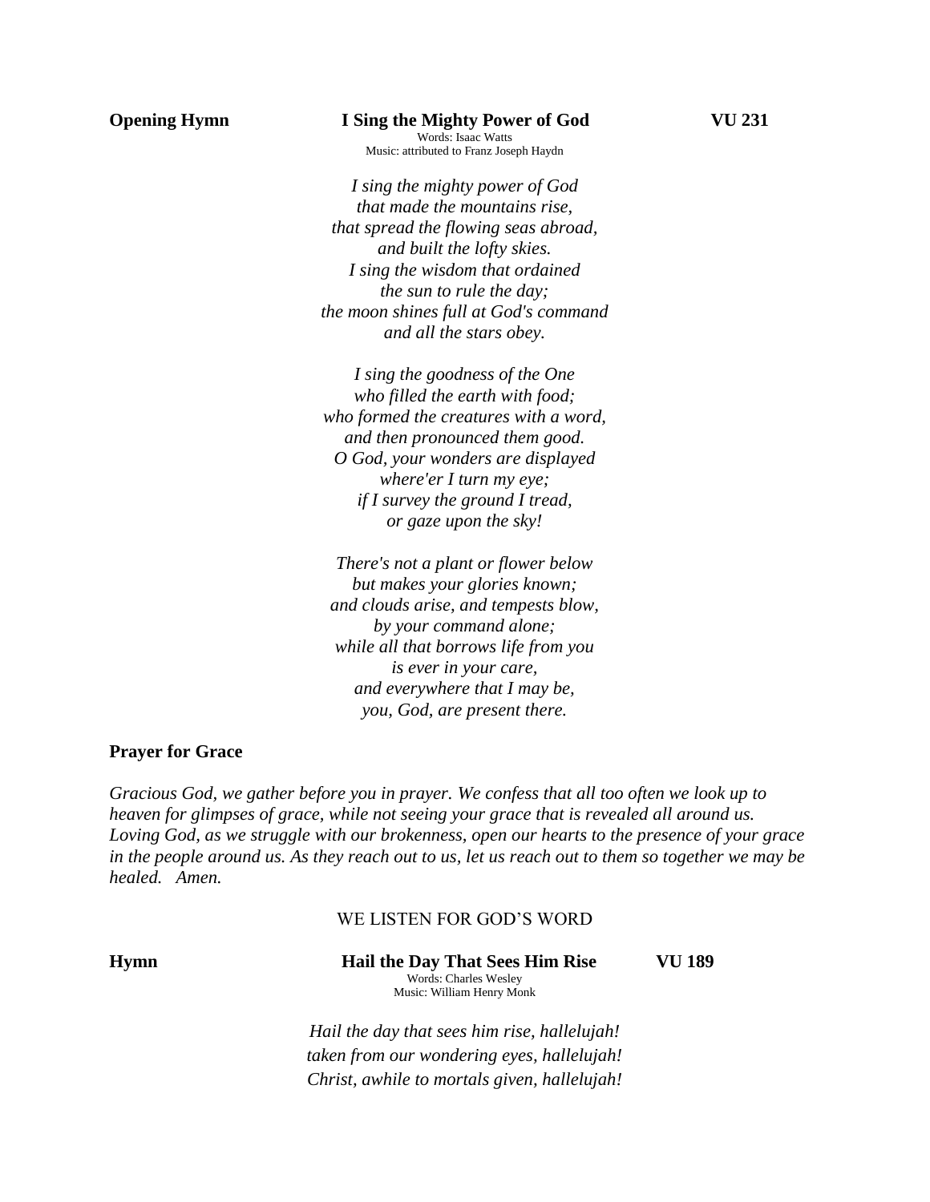**Opening Hymn** **I Sing the Mighty Power of God** **VU 231**

Words: Isaac Watts
Music: attributed to Franz Joseph Haydn

*I sing the mighty power of God*
*that made the mountains rise,*
*that spread the flowing seas abroad,*
*and built the lofty skies.*
*I sing the wisdom that ordained*
*the sun to rule the day;*
*the moon shines full at God's command*
*and all the stars obey.*

*I sing the goodness of the One*
*who filled the earth with food;*
*who formed the creatures with a word,*
*and then pronounced them good.*
*O God, your wonders are displayed*
*where'er I turn my eye;*
*if I survey the ground I tread,*
*or gaze upon the sky!*

*There's not a plant or flower below*
*but makes your glories known;*
*and clouds arise, and tempests blow,*
*by your command alone;*
*while all that borrows life from you*
*is ever in your care,*
*and everywhere that I may be,*
*you, God, are present there.*

**Prayer for Grace**

*Gracious God, we gather before you in prayer. We confess that all too often we look up to heaven for glimpses of grace, while not seeing your grace that is revealed all around us. Loving God, as we struggle with our brokenness, open our hearts to the presence of your grace in the people around us. As they reach out to us, let us reach out to them so together we may be healed. Amen.*

WE LISTEN FOR GOD'S WORD

**Hymn** **Hail the Day That Sees Him Rise** **VU 189**

Words: Charles Wesley
Music: William Henry Monk

*Hail the day that sees him rise, hallelujah!*
*taken from our wondering eyes, hallelujah!*
*Christ, awhile to mortals given, hallelujah!*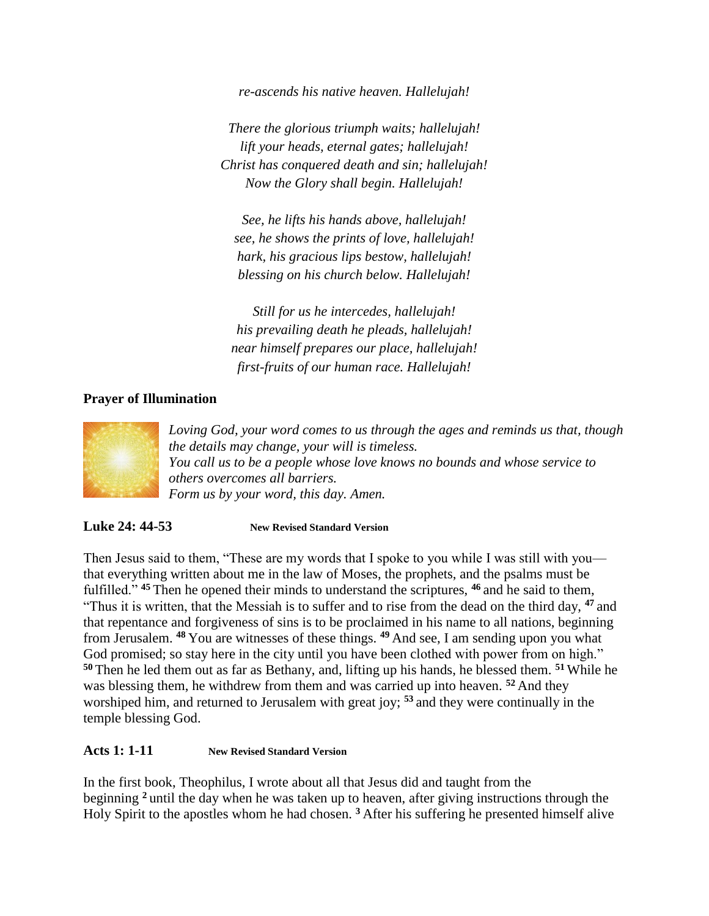*re-ascends his native heaven. Hallelujah!*

*There the glorious triumph waits; hallelujah!*
*lift your heads, eternal gates; hallelujah!*
*Christ has conquered death and sin; hallelujah!*
*Now the Glory shall begin. Hallelujah!*

*See, he lifts his hands above, hallelujah!*
*see, he shows the prints of love, hallelujah!*
*hark, his gracious lips bestow, hallelujah!*
*blessing on his church below. Hallelujah!*

*Still for us he intercedes, hallelujah!*
*his prevailing death he pleads, hallelujah!*
*near himself prepares our place, hallelujah!*
*first-fruits of our human race. Hallelujah!*

**Prayer of Illumination**

*Loving God, your word comes to us through the ages and reminds us that, though the details may change, your will is timeless.*
*You call us to be a people whose love knows no bounds and whose service to others overcomes all barriers.*
*Form us by your word, this day. Amen.*

**Luke 24: 44-53** **New Revised Standard Version**

Then Jesus said to them, "These are my words that I spoke to you while I was still with you—that everything written about me in the law of Moses, the prophets, and the psalms must be fulfilled." **45** Then he opened their minds to understand the scriptures, **46** and he said to them, "Thus it is written, that the Messiah is to suffer and to rise from the dead on the third day, **47** and that repentance and forgiveness of sins is to be proclaimed in his name to all nations, beginning from Jerusalem. **48** You are witnesses of these things. **49** And see, I am sending upon you what God promised; so stay here in the city until you have been clothed with power from on high." **50** Then he led them out as far as Bethany, and, lifting up his hands, he blessed them. **51** While he was blessing them, he withdrew from them and was carried up into heaven. **52** And they worshiped him, and returned to Jerusalem with great joy; **53** and they were continually in the temple blessing God.

**Acts 1: 1-11** **New Revised Standard Version**

In the first book, Theophilus, I wrote about all that Jesus did and taught from the beginning **2** until the day when he was taken up to heaven, after giving instructions through the Holy Spirit to the apostles whom he had chosen. **3** After his suffering he presented himself alive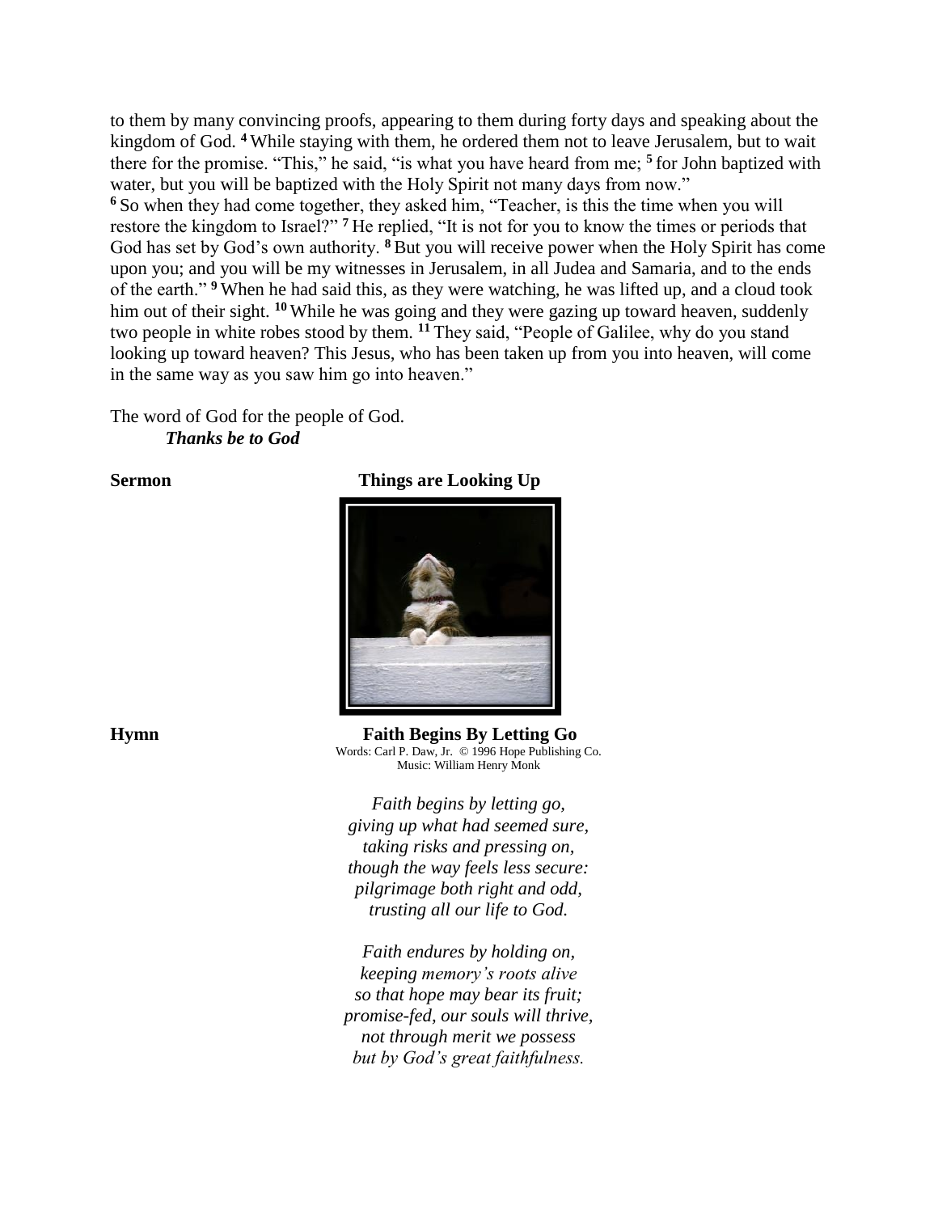to them by many convincing proofs, appearing to them during forty days and speaking about the kingdom of God. [4] While staying with them, he ordered them not to leave Jerusalem, but to wait there for the promise. "This," he said, "is what you have heard from me; [5] for John baptized with water, but you will be baptized with the Holy Spirit not many days from now."
[6] So when they had come together, they asked him, "Teacher, is this the time when you will restore the kingdom to Israel?" [7] He replied, "It is not for you to know the times or periods that God has set by God's own authority. [8] But you will receive power when the Holy Spirit has come upon you; and you will be my witnesses in Jerusalem, in all Judea and Samaria, and to the ends of the earth." [9] When he had said this, as they were watching, he was lifted up, and a cloud took him out of their sight. [10] While he was going and they were gazing up toward heaven, suddenly two people in white robes stood by them. [11] They said, "People of Galilee, why do you stand looking up toward heaven? This Jesus, who has been taken up from you into heaven, will come in the same way as you saw him go into heaven."

The word of God for the people of God.
***Thanks be to God***

**Sermon** **Things are Looking Up**

**Hymn** **Faith Begins By Letting Go**
Words: Carl P. Daw, Jr. © 1996 Hope Publishing Co.
Music: William Henry Monk

*Faith begins by letting go,*
*giving up what had seemed sure,*
*taking risks and pressing on,*
*though the way feels less secure:*
*pilgrimage both right and odd,*
*trusting all our life to God.*

*Faith endures by holding on,*
*keeping memory's roots alive*
*so that hope may bear its fruit;*
*promise-fed, our souls will thrive,*
*not through merit we possess*
*but by God's great faithfulness.*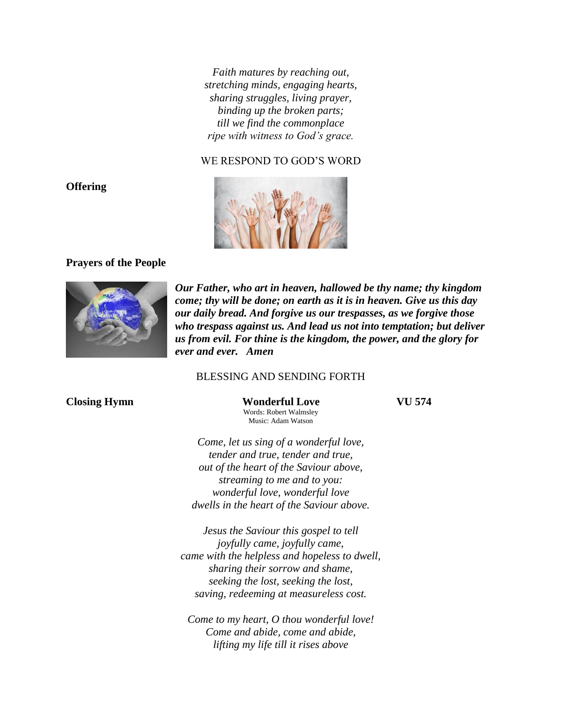*Faith matures by reaching out,*
*stretching minds, engaging hearts,*
*sharing struggles, living prayer,*
*binding up the broken parts;*
*till we find the commonplace*
*ripe with witness to God's grace.*

WE RESPOND TO GOD'S WORD

**Offering**

**Prayers of the People**

***Our Father, who art in heaven, hallowed be thy name; thy kingdom come; thy will be done; on earth as it is in heaven. Give us this day our daily bread. And forgive us our trespasses, as we forgive those who trespass against us. And lead us not into temptation; but deliver us from evil. For thine is the kingdom, the power, and the glory for ever and ever. Amen***

BLESSING AND SENDING FORTH

**Closing Hymn** **Wonderful Love** **VU 574**

Words: Robert Walmsley
Music: Adam Watson

*Come, let us sing of a wonderful love,*
*tender and true, tender and true,*
*out of the heart of the Saviour above,*
*streaming to me and to you:*
*wonderful love, wonderful love*
*dwells in the heart of the Saviour above.*

*Jesus the Saviour this gospel to tell*
*joyfully came, joyfully came,*
*came with the helpless and hopeless to dwell,*
*sharing their sorrow and shame,*
*seeking the lost, seeking the lost,*
*saving, redeeming at measureless cost.*

*Come to my heart, O thou wonderful love!*
*Come and abide, come and abide,*
*lifting my life till it rises above*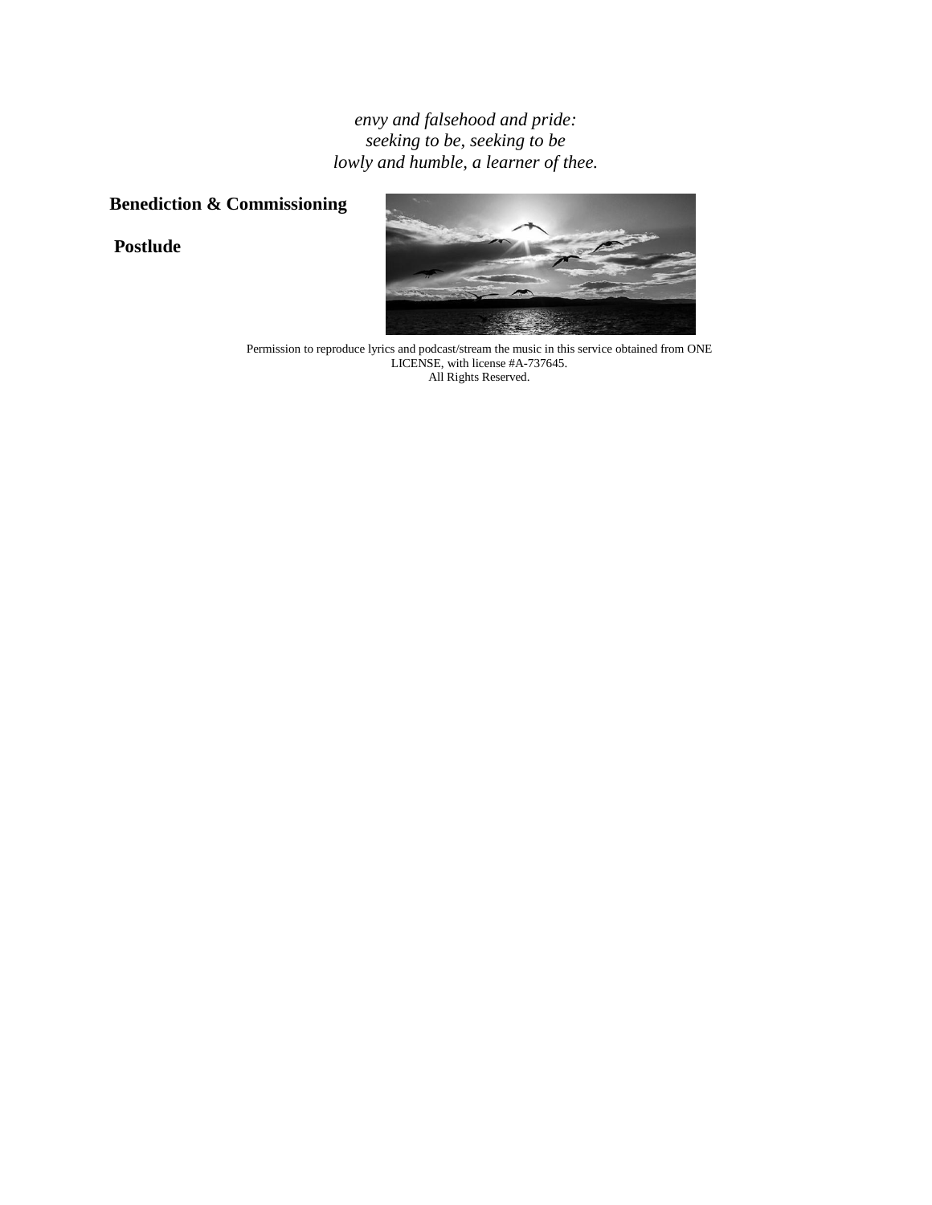*envy and falsehood and pride:*
*seeking to be, seeking to be*
*lowly and humble, a learner of thee.*

**Benediction & Commissioning**

**Postlude**

Permission to reproduce lyrics and podcast/stream the music in this service obtained from ONE LICENSE, with license #A-737645.
All Rights Reserved.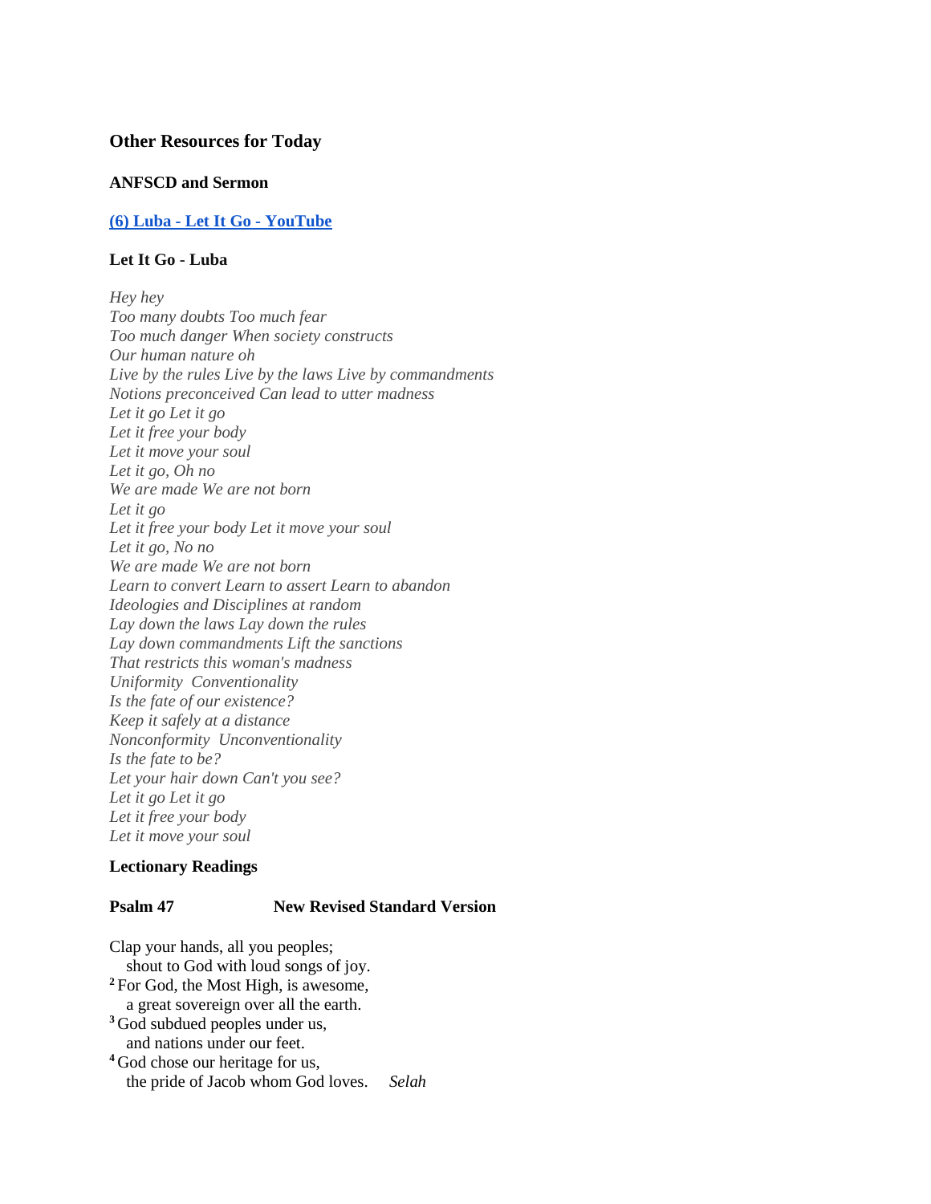### Other Resources for Today

**ANFSCD and Sermon**

**[(6) Luba - Let It Go - YouTube]**

**Let It Go - Luba**

*Hey hey*
*Too many doubts Too much fear*
*Too much danger When society constructs*
*Our human nature oh*
*Live by the rules Live by the laws Live by commandments*
*Notions preconceived Can lead to utter madness*
*Let it go Let it go*
*Let it free your body*
*Let it move your soul*
*Let it go, Oh no*
*We are made We are not born*
*Let it go*
*Let it free your body Let it move your soul*
*Let it go, No no*
*We are made We are not born*
*Learn to convert Learn to assert Learn to abandon*
*Ideologies and Disciplines at random*
*Lay down the laws Lay down the rules*
*Lay down commandments Lift the sanctions*
*That restricts this woman's madness*
*Uniformity Conventionality*
*Is the fate of our existence?*
*Keep it safely at a distance*
*Nonconformity Unconventionality*
*Is the fate to be?*
*Let your hair down Can't you see?*
*Let it go Let it go*
*Let it free your body*
*Let it move your soul*

**Lectionary Readings**

**Psalm 47 New Revised Standard Version**

Clap your hands, all you peoples;
 shout to God with loud songs of joy.
[2] For God, the Most High, is awesome,
 a great sovereign over all the earth.
[3] God subdued peoples under us,
 and nations under our feet.
[4] God chose our heritage for us,
 the pride of Jacob whom God loves. *Selah*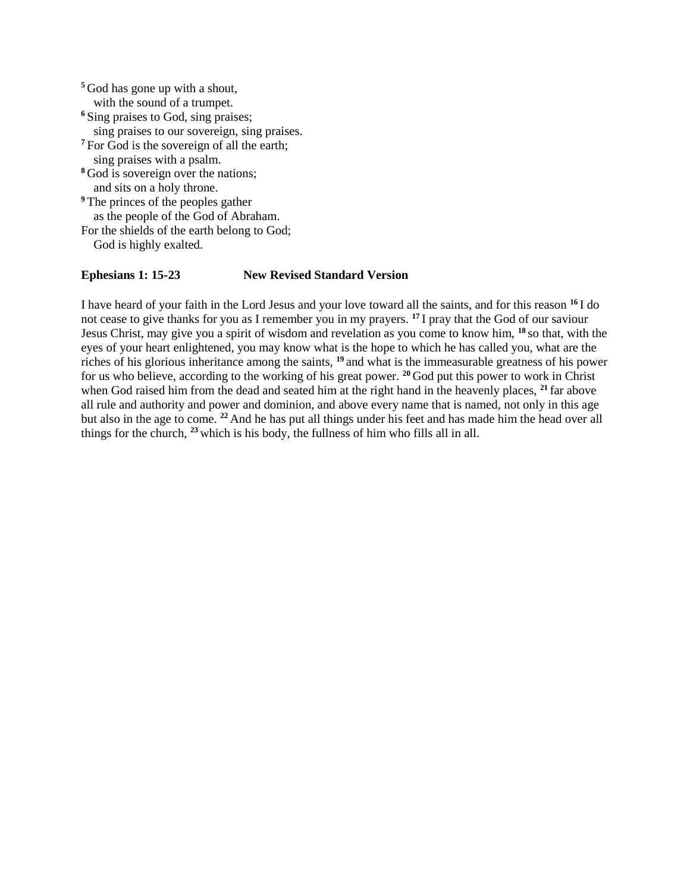[5] God has gone up with a shout,
  with the sound of a trumpet.
[6] Sing praises to God, sing praises;
  sing praises to our sovereign, sing praises.
[7] For God is the sovereign of all the earth;
  sing praises with a psalm.
[8] God is sovereign over the nations;
  and sits on a holy throne.
[9] The princes of the peoples gather
  as the people of the God of Abraham.
For the shields of the earth belong to God;
  God is highly exalted.

**Ephesians 1: 15-23 New Revised Standard Version**

I have heard of your faith in the Lord Jesus and your love toward all the saints, and for this reason [16] I do not cease to give thanks for you as I remember you in my prayers. [17] I pray that the God of our saviour Jesus Christ, may give you a spirit of wisdom and revelation as you come to know him, [18] so that, with the eyes of your heart enlightened, you may know what is the hope to which he has called you, what are the riches of his glorious inheritance among the saints, [19] and what is the immeasurable greatness of his power for us who believe, according to the working of his great power. [20] God put this power to work in Christ when God raised him from the dead and seated him at the right hand in the heavenly places, [21] far above all rule and authority and power and dominion, and above every name that is named, not only in this age but also in the age to come. [22] And he has put all things under his feet and has made him the head over all things for the church, [23] which is his body, the fullness of him who fills all in all.